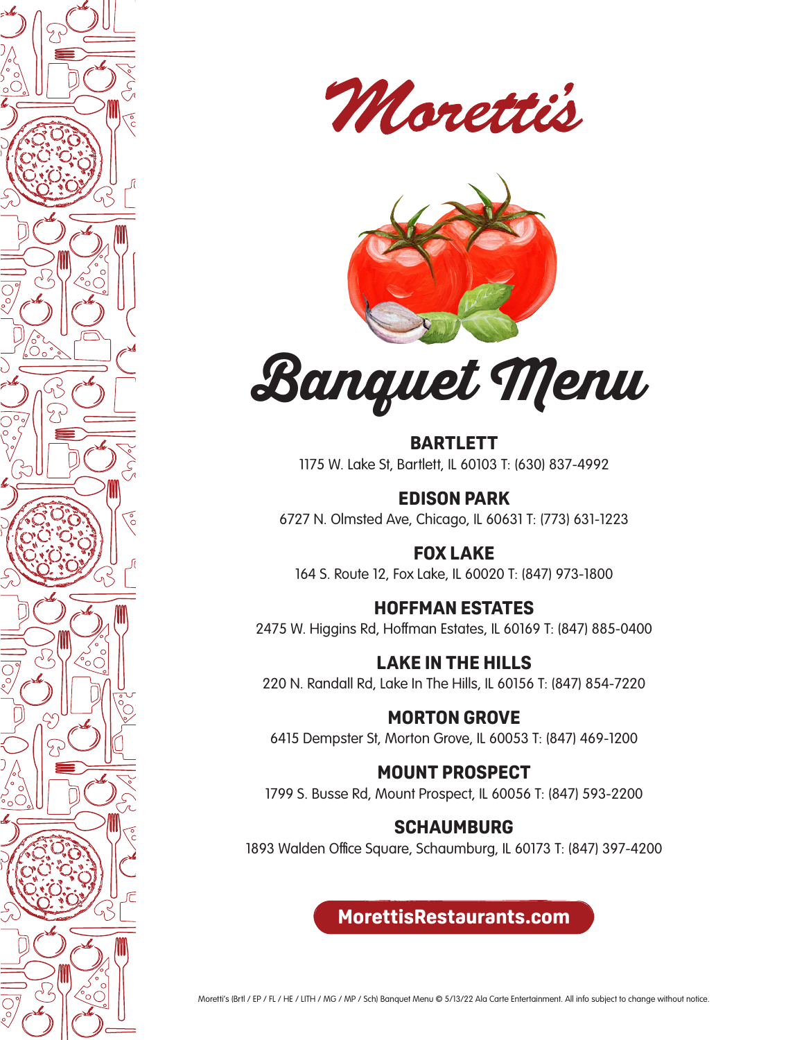# Moretti's

# Banquet Menu

**BARTLETT**
1175 W. Lake St, Bartlett, IL 60103 T: (630) 837-4992

**EDISON PARK**
6727 N. Olmsted Ave, Chicago, IL 60631 T: (773) 631-1223

**FOX LAKE**
164 S. Route 12, Fox Lake, IL 60020 T: (847) 973-1800

**HOFFMAN ESTATES**
2475 W. Higgins Rd, Hoffman Estates, IL 60169 T: (847) 885-0400

**LAKE IN THE HILLS**
220 N. Randall Rd, Lake In The Hills, IL 60156 T: (847) 854-7220

**MORTON GROVE**
6415 Dempster St, Morton Grove, IL 60053 T: (847) 469-1200

**MOUNT PROSPECT**
1799 S. Busse Rd, Mount Prospect, IL 60056 T: (847) 593-2200

**SCHAUMBURG**
1893 Walden Office Square, Schaumburg, IL 60173 T: (847) 397-4200

**MorettisRestaurants.com**

Moretti's (Brtl / EP / FL / HE / LITH / MG / MP / Sch) Banquet Menu © 5/13/22 Ala Carte Entertainment. All info subject to change without notice.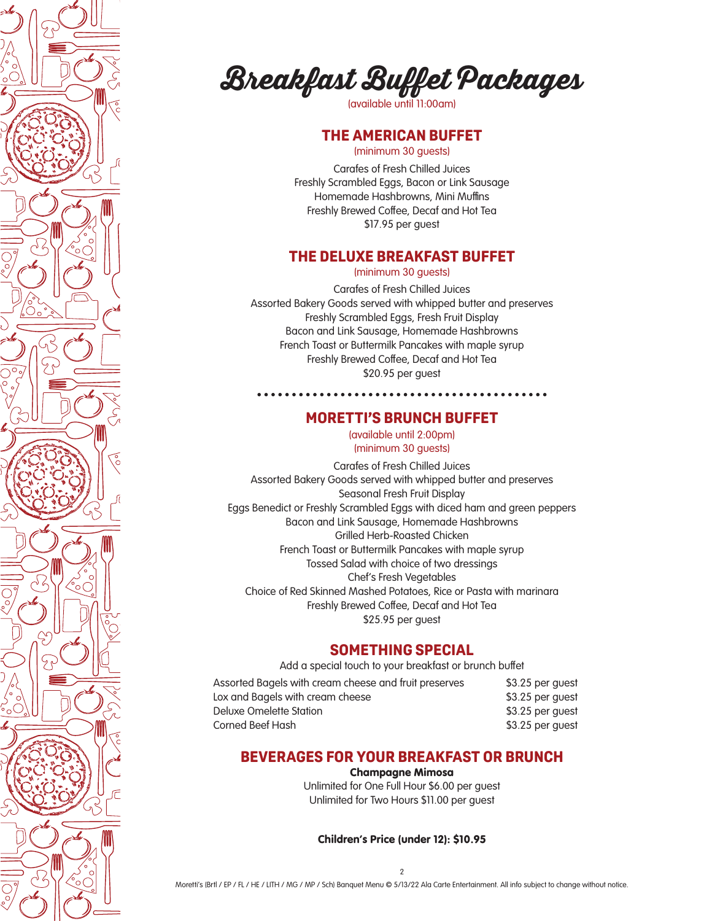# Breakfast Buffet Packages

(available until 11:00am)

## THE AMERICAN BUFFET

(minimum 30 guests)

Carafes of Fresh Chilled Juices
Freshly Scrambled Eggs, Bacon or Link Sausage
Homemade Hashbrowns, Mini Muffins
Freshly Brewed Coffee, Decaf and Hot Tea
$17.95 per guest

## THE DELUXE BREAKFAST BUFFET

(minimum 30 guests)

Carafes of Fresh Chilled Juices
Assorted Bakery Goods served with whipped butter and preserves
Freshly Scrambled Eggs, Fresh Fruit Display
Bacon and Link Sausage, Homemade Hashbrowns
French Toast or Buttermilk Pancakes with maple syrup
Freshly Brewed Coffee, Decaf and Hot Tea
$20.95 per guest

## MORETTI'S BRUNCH BUFFET

(available until 2:00pm)
(minimum 30 guests)

Carafes of Fresh Chilled Juices
Assorted Bakery Goods served with whipped butter and preserves
Seasonal Fresh Fruit Display
Eggs Benedict or Freshly Scrambled Eggs with diced ham and green peppers
Bacon and Link Sausage, Homemade Hashbrowns
Grilled Herb-Roasted Chicken
French Toast or Buttermilk Pancakes with maple syrup
Tossed Salad with choice of two dressings
Chef's Fresh Vegetables
Choice of Red Skinned Mashed Potatoes, Rice or Pasta with marinara
Freshly Brewed Coffee, Decaf and Hot Tea
$25.95 per guest

## SOMETHING SPECIAL

Add a special touch to your breakfast or brunch buffet

| Item | Price |
|---|---|
| Assorted Bagels with cream cheese and fruit preserves | $3.25 per guest |
| Lox and Bagels with cream cheese | $3.25 per guest |
| Deluxe Omelette Station | $3.25 per guest |
| Corned Beef Hash | $3.25 per guest |

## BEVERAGES FOR YOUR BREAKFAST OR BRUNCH

**Champagne Mimosa**

Unlimited for One Full Hour $6.00 per guest
Unlimited for Two Hours $11.00 per guest

**Children's Price (under 12): $10.95**

Moretti's (Brtl / EP / FL / HE / LITH / MG / MP / Sch) Banquet Menu © 5/13/22 Ala Carte Entertainment. All info subject to change without notice.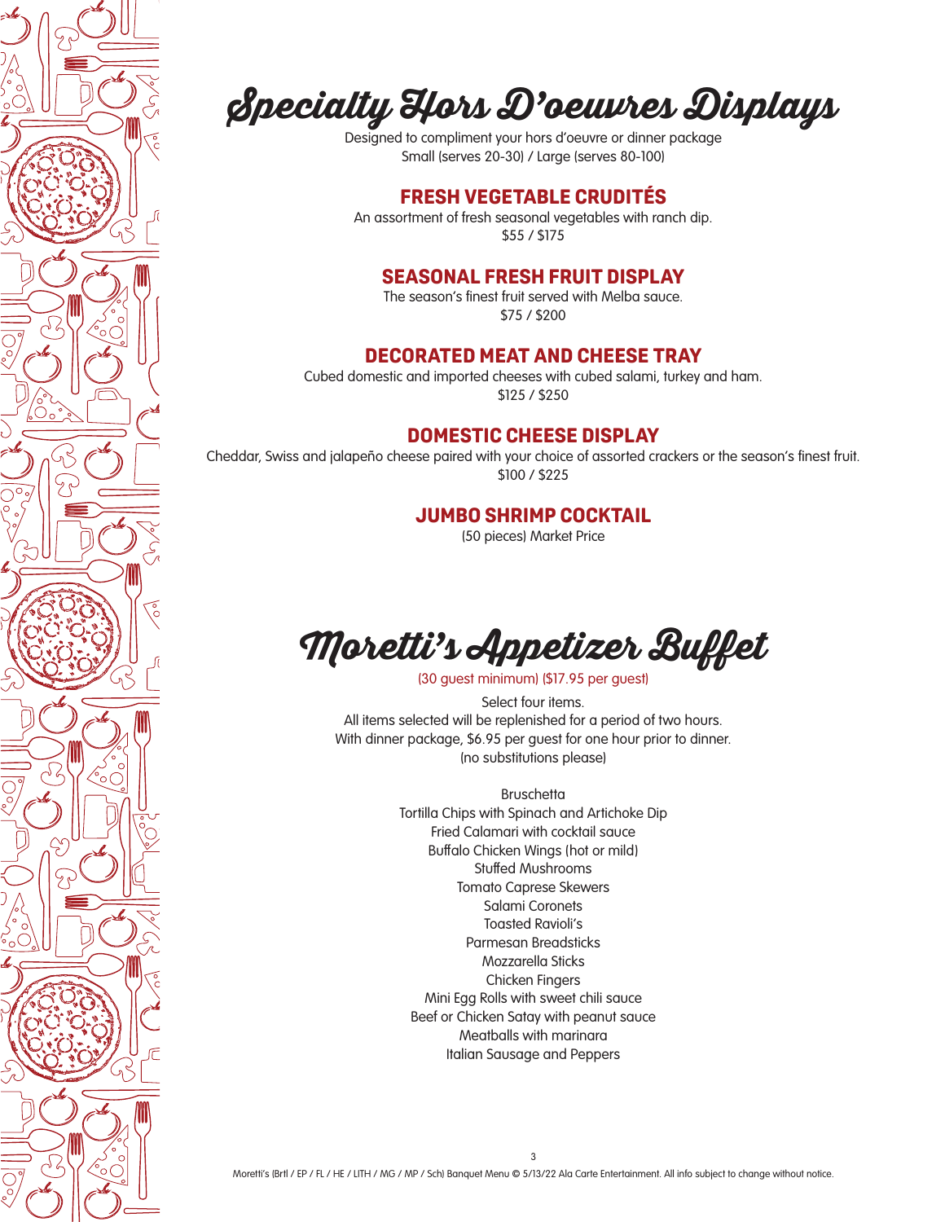# Specialty Hors D'oeuvres Displays

Designed to compliment your hors d'oeuvre or dinner package
Small (serves 20-30) / Large (serves 80-100)

## FRESH VEGETABLE CRUDITÉS

An assortment of fresh seasonal vegetables with ranch dip.
$55 / $175

## SEASONAL FRESH FRUIT DISPLAY

The season's finest fruit served with Melba sauce.
$75 / $200

## DECORATED MEAT AND CHEESE TRAY

Cubed domestic and imported cheeses with cubed salami, turkey and ham.
$125 / $250

## DOMESTIC CHEESE DISPLAY

Cheddar, Swiss and jalapeño cheese paired with your choice of assorted crackers or the season's finest fruit.
$100 / $225

## JUMBO SHRIMP COCKTAIL

(50 pieces) Market Price

# Moretti's Appetizer Buffet

(30 guest minimum) ($17.95 per guest)

Select four items.
All items selected will be replenished for a period of two hours.
With dinner package, $6.95 per guest for one hour prior to dinner.
(no substitutions please)

Bruschetta
Tortilla Chips with Spinach and Artichoke Dip
Fried Calamari with cocktail sauce
Buffalo Chicken Wings (hot or mild)
Stuffed Mushrooms
Tomato Caprese Skewers
Salami Coronets
Toasted Ravioli's
Parmesan Breadsticks
Mozzarella Sticks
Chicken Fingers
Mini Egg Rolls with sweet chili sauce
Beef or Chicken Satay with peanut sauce
Meatballs with marinara
Italian Sausage and Peppers

Moretti's (Brtl / EP / FL / HE / LITH / MG / MP / Sch) Banquet Menu © 5/13/22 Ala Carte Entertainment. All info subject to change without notice.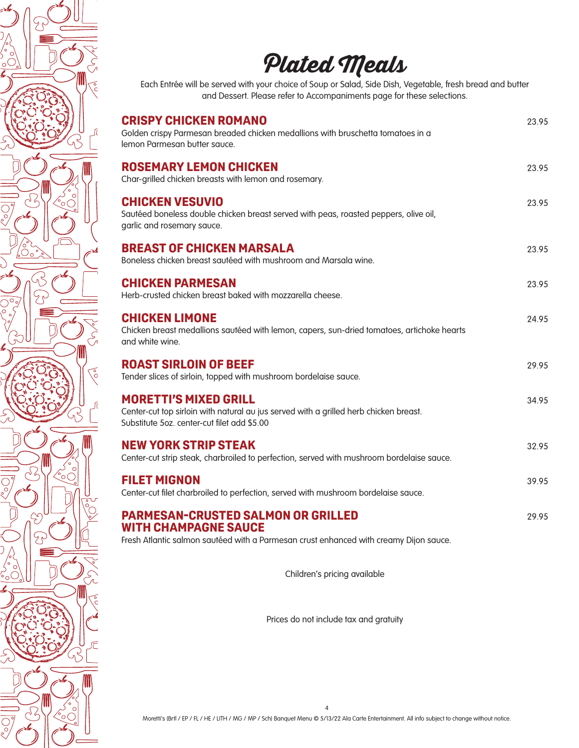# Plated Meals

Each Entrée will be served with your choice of Soup or Salad, Side Dish, Vegetable, fresh bread and butter and Dessert. Please refer to Accompaniments page for these selections.

## CRISPY CHICKEN ROMANO — 23.95

Golden crispy Parmesan breaded chicken medallions with bruschetta tomatoes in a lemon Parmesan butter sauce.

## ROSEMARY LEMON CHICKEN — 23.95

Char-grilled chicken breasts with lemon and rosemary.

## CHICKEN VESUVIO — 23.95

Sautéed boneless double chicken breast served with peas, roasted peppers, olive oil, garlic and rosemary sauce.

## BREAST OF CHICKEN MARSALA — 23.95

Boneless chicken breast sautéed with mushroom and Marsala wine.

## CHICKEN PARMESAN — 23.95

Herb-crusted chicken breast baked with mozzarella cheese.

## CHICKEN LIMONE — 24.95

Chicken breast medallions sautéed with lemon, capers, sun-dried tomatoes, artichoke hearts and white wine.

## ROAST SIRLOIN OF BEEF — 29.95

Tender slices of sirloin, topped with mushroom bordelaise sauce.

## MORETTI'S MIXED GRILL — 34.95

Center-cut top sirloin with natural au jus served with a grilled herb chicken breast.
Substitute 5oz. center-cut filet add $5.00

## NEW YORK STRIP STEAK — 32.95

Center-cut strip steak, charbroiled to perfection, served with mushroom bordelaise sauce.

## FILET MIGNON — 39.95

Center-cut filet charbroiled to perfection, served with mushroom bordelaise sauce.

## PARMESAN-CRUSTED SALMON OR GRILLED WITH CHAMPAGNE SAUCE — 29.95

Fresh Atlantic salmon sautéed with a Parmesan crust enhanced with creamy Dijon sauce.

Children's pricing available

Prices do not include tax and gratuity

Moretti's (Brtl / EP / FL / HE / LITH / MG / MP / Sch) Banquet Menu © 5/13/22 Ala Carte Entertainment. All info subject to change without notice.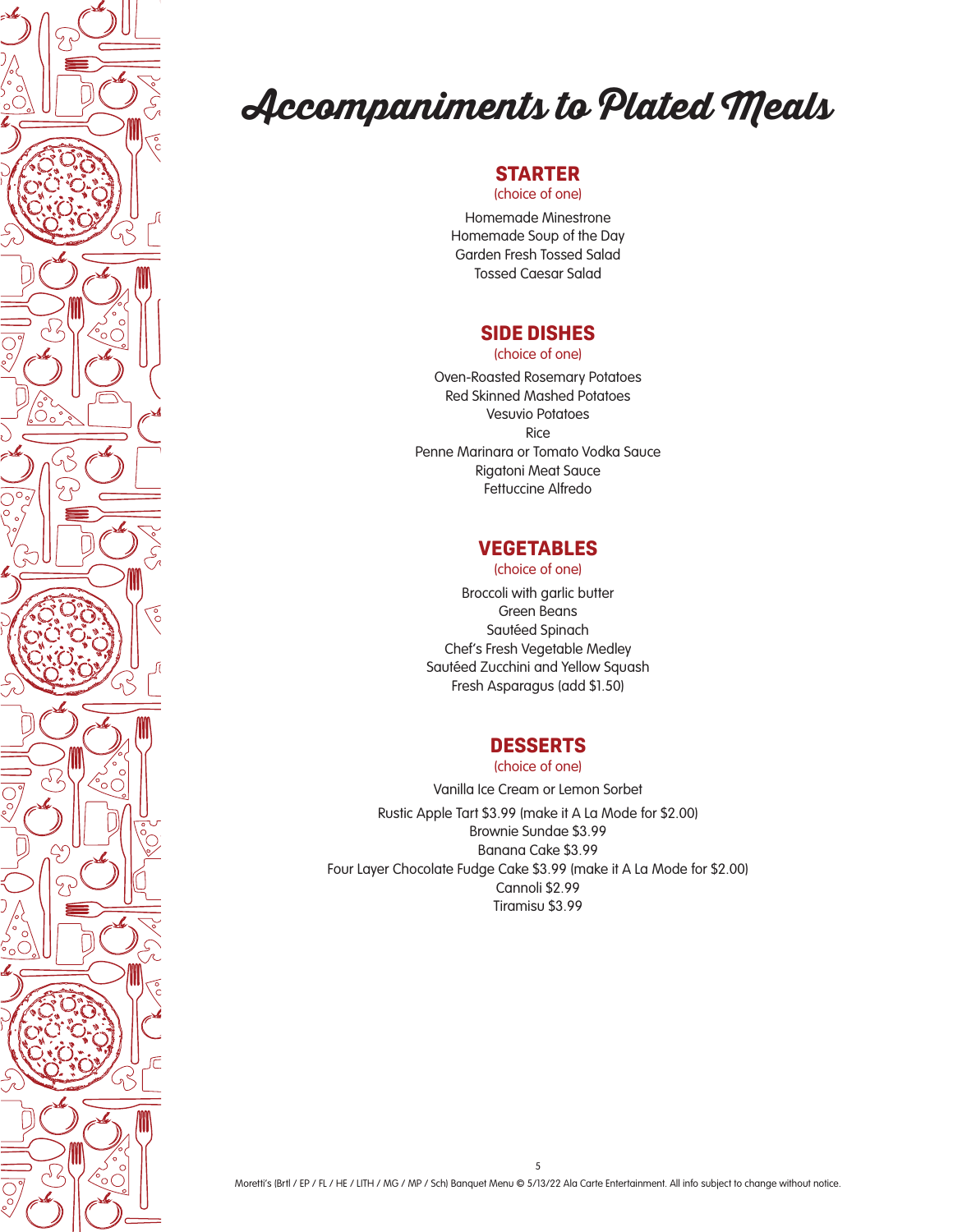# Accompaniments to Plated Meals

## STARTER

(choice of one)

Homemade Minestrone
Homemade Soup of the Day
Garden Fresh Tossed Salad
Tossed Caesar Salad

## SIDE DISHES

(choice of one)

Oven-Roasted Rosemary Potatoes
Red Skinned Mashed Potatoes
Vesuvio Potatoes
Rice
Penne Marinara or Tomato Vodka Sauce
Rigatoni Meat Sauce
Fettuccine Alfredo

## VEGETABLES

(choice of one)

Broccoli with garlic butter
Green Beans
Sautéed Spinach
Chef's Fresh Vegetable Medley
Sautéed Zucchini and Yellow Squash
Fresh Asparagus (add $1.50)

## DESSERTS

(choice of one)

Vanilla Ice Cream or Lemon Sorbet

Rustic Apple Tart $3.99 (make it A La Mode for $2.00)
Brownie Sundae $3.99
Banana Cake $3.99
Four Layer Chocolate Fudge Cake $3.99 (make it A La Mode for $2.00)
Cannoli $2.99
Tiramisu $3.99

Moretti's (Brtl / EP / FL / HE / LITH / MG / MP / Sch) Banquet Menu © 5/13/22 Ala Carte Entertainment. All info subject to change without notice.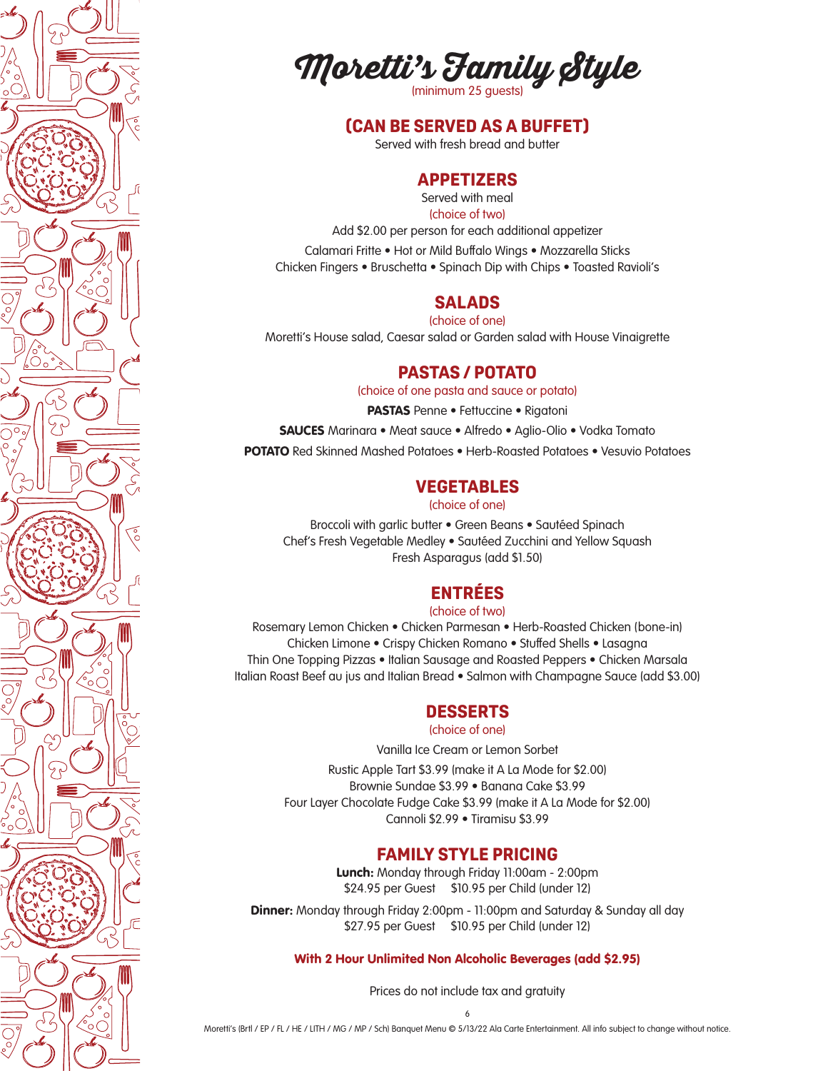# Moretti's Family Style

(minimum 25 guests)

## (CAN BE SERVED AS A BUFFET)

Served with fresh bread and butter

## APPETIZERS

Served with meal

(choice of two)

Add $2.00 per person for each additional appetizer

Calamari Fritte • Hot or Mild Buffalo Wings • Mozzarella Sticks
Chicken Fingers • Bruschetta • Spinach Dip with Chips • Toasted Ravioli's

## SALADS

(choice of one)

Moretti's House salad, Caesar salad or Garden salad with House Vinaigrette

## PASTAS / POTATO

(choice of one pasta and sauce or potato)

**PASTAS** Penne • Fettuccine • Rigatoni

**SAUCES** Marinara • Meat sauce • Alfredo • Aglio-Olio • Vodka Tomato

**POTATO** Red Skinned Mashed Potatoes • Herb-Roasted Potatoes • Vesuvio Potatoes

## VEGETABLES

(choice of one)

Broccoli with garlic butter • Green Beans • Sautéed Spinach
Chef's Fresh Vegetable Medley • Sautéed Zucchini and Yellow Squash
Fresh Asparagus (add $1.50)

## ENTRÉES

(choice of two)

Rosemary Lemon Chicken • Chicken Parmesan • Herb-Roasted Chicken (bone-in)
Chicken Limone • Crispy Chicken Romano • Stuffed Shells • Lasagna
Thin One Topping Pizzas • Italian Sausage and Roasted Peppers • Chicken Marsala
Italian Roast Beef au jus and Italian Bread • Salmon with Champagne Sauce (add $3.00)

## DESSERTS

(choice of one)

Vanilla Ice Cream or Lemon Sorbet

Rustic Apple Tart $3.99 (make it A La Mode for $2.00)
Brownie Sundae $3.99 • Banana Cake $3.99
Four Layer Chocolate Fudge Cake $3.99 (make it A La Mode for $2.00)
Cannoli $2.99 • Tiramisu $3.99

## FAMILY STYLE PRICING

**Lunch:** Monday through Friday 11:00am - 2:00pm
$24.95 per Guest    $10.95 per Child (under 12)

**Dinner:** Monday through Friday 2:00pm - 11:00pm and Saturday & Sunday all day
$27.95 per Guest    $10.95 per Child (under 12)

**With 2 Hour Unlimited Non Alcoholic Beverages (add $2.95)**

Prices do not include tax and gratuity

Moretti's (Brtl / EP / FL / HE / LITH / MG / MP / Sch) Banquet Menu © 5/13/22 Ala Carte Entertainment. All info subject to change without notice.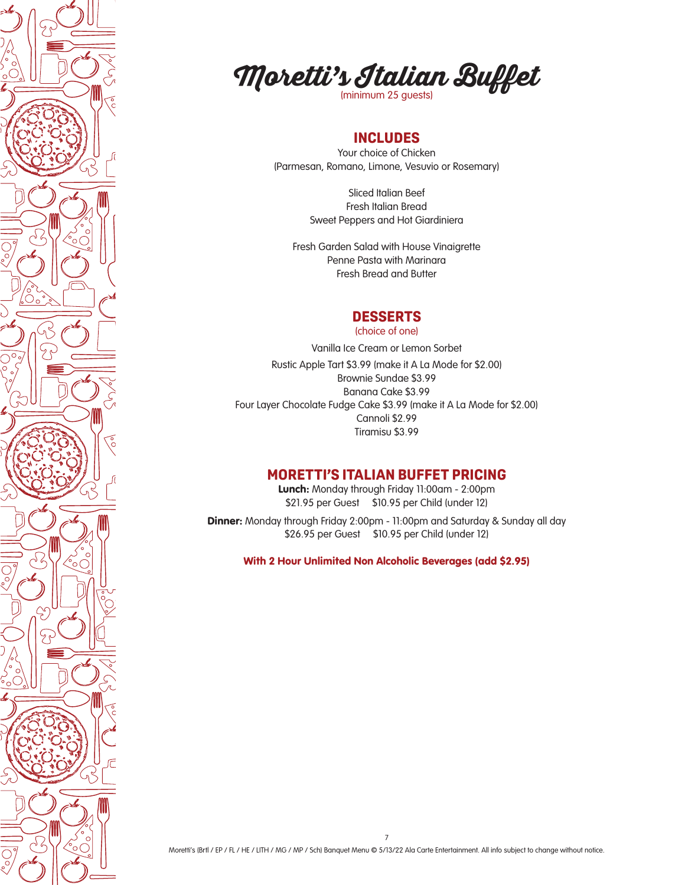# Moretti's Italian Buffet

(minimum 25 guests)

## INCLUDES

Your choice of Chicken
(Parmesan, Romano, Limone, Vesuvio or Rosemary)

Sliced Italian Beef
Fresh Italian Bread
Sweet Peppers and Hot Giardiniera

Fresh Garden Salad with House Vinaigrette
Penne Pasta with Marinara
Fresh Bread and Butter

## DESSERTS

(choice of one)

Vanilla Ice Cream or Lemon Sorbet

Rustic Apple Tart $3.99 (make it A La Mode for $2.00)
Brownie Sundae $3.99
Banana Cake $3.99
Four Layer Chocolate Fudge Cake $3.99 (make it A La Mode for $2.00)
Cannoli $2.99
Tiramisu $3.99

## MORETTI'S ITALIAN BUFFET PRICING

**Lunch:** Monday through Friday 11:00am - 2:00pm
$21.95 per Guest     $10.95 per Child (under 12)

**Dinner:** Monday through Friday 2:00pm - 11:00pm and Saturday & Sunday all day
$26.95 per Guest     $10.95 per Child (under 12)

**With 2 Hour Unlimited Non Alcoholic Beverages (add $2.95)**

Moretti's (Brtl / EP / FL / HE / LITH / MG / MP / Sch) Banquet Menu © 5/13/22 Ala Carte Entertainment. All info subject to change without notice.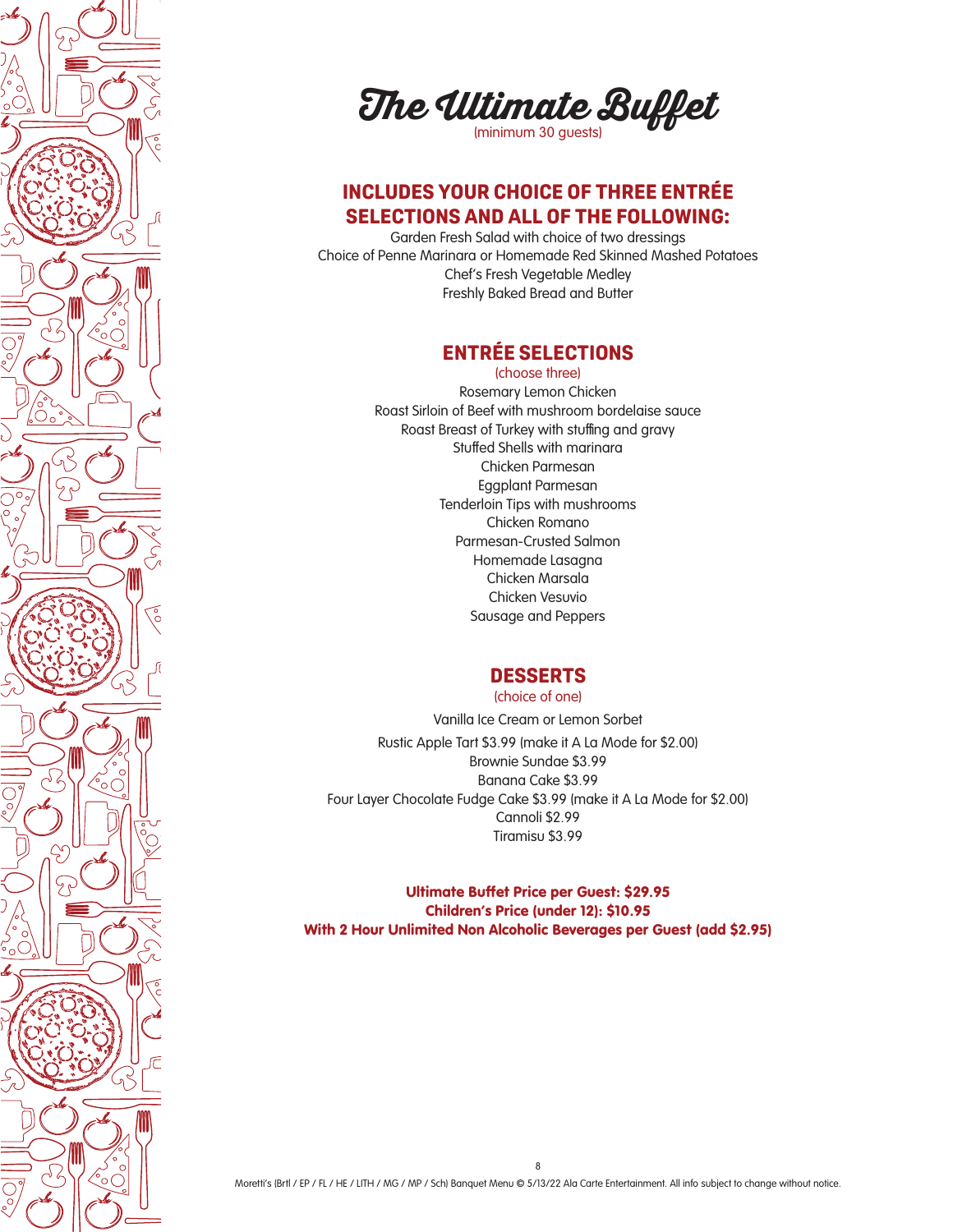# The Ultimate Buffet

(minimum 30 guests)

## INCLUDES YOUR CHOICE OF THREE ENTRÉE SELECTIONS AND ALL OF THE FOLLOWING:

Garden Fresh Salad with choice of two dressings
Choice of Penne Marinara or Homemade Red Skinned Mashed Potatoes
Chef's Fresh Vegetable Medley
Freshly Baked Bread and Butter

## ENTRÉE SELECTIONS

(choose three)

Rosemary Lemon Chicken
Roast Sirloin of Beef with mushroom bordelaise sauce
Roast Breast of Turkey with stuffing and gravy
Stuffed Shells with marinara
Chicken Parmesan
Eggplant Parmesan
Tenderloin Tips with mushrooms
Chicken Romano
Parmesan-Crusted Salmon
Homemade Lasagna
Chicken Marsala
Chicken Vesuvio
Sausage and Peppers

## DESSERTS

(choice of one)

Vanilla Ice Cream or Lemon Sorbet

Rustic Apple Tart $3.99 (make it A La Mode for $2.00)
Brownie Sundae $3.99
Banana Cake $3.99
Four Layer Chocolate Fudge Cake $3.99 (make it A La Mode for $2.00)
Cannoli $2.99
Tiramisu $3.99

**Ultimate Buffet Price per Guest: $29.95**
**Children's Price (under 12): $10.95**
**With 2 Hour Unlimited Non Alcoholic Beverages per Guest (add $2.95)**

Moretti's (Brtl / EP / FL / HE / LITH / MG / MP / Sch) Banquet Menu © 5/13/22 Ala Carte Entertainment. All info subject to change without notice.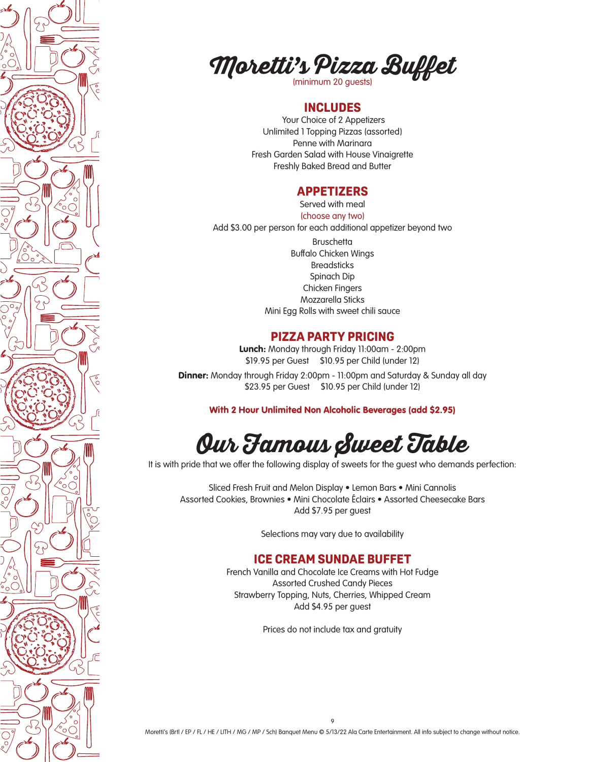# Moretti's Pizza Buffet

(minimum 20 guests)

## INCLUDES

Your Choice of 2 Appetizers
Unlimited 1 Topping Pizzas (assorted)
Penne with Marinara
Fresh Garden Salad with House Vinaigrette
Freshly Baked Bread and Butter

## APPETIZERS

Served with meal
(choose any two)
Add $3.00 per person for each additional appetizer beyond two

Bruschetta
Buffalo Chicken Wings
Breadsticks
Spinach Dip
Chicken Fingers
Mozzarella Sticks
Mini Egg Rolls with sweet chili sauce

## PIZZA PARTY PRICING

**Lunch:** Monday through Friday 11:00am - 2:00pm
$19.95 per Guest  $10.95 per Child (under 12)

**Dinner:** Monday through Friday 2:00pm - 11:00pm and Saturday & Sunday all day
$23.95 per Guest  $10.95 per Child (under 12)

**With 2 Hour Unlimited Non Alcoholic Beverages (add $2.95)**

# Our Famous Sweet Table

It is with pride that we offer the following display of sweets for the guest who demands perfection:

Sliced Fresh Fruit and Melon Display • Lemon Bars • Mini Cannolis
Assorted Cookies, Brownies • Mini Chocolate Éclairs • Assorted Cheesecake Bars
Add $7.95 per guest

Selections may vary due to availability

## ICE CREAM SUNDAE BUFFET

French Vanilla and Chocolate Ice Creams with Hot Fudge
Assorted Crushed Candy Pieces
Strawberry Topping, Nuts, Cherries, Whipped Cream
Add $4.95 per guest

Prices do not include tax and gratuity

Moretti's (Brtl / EP / FL / HE / LITH / MG / MP / Sch) Banquet Menu © 5/13/22 Ala Carte Entertainment. All info subject to change without notice.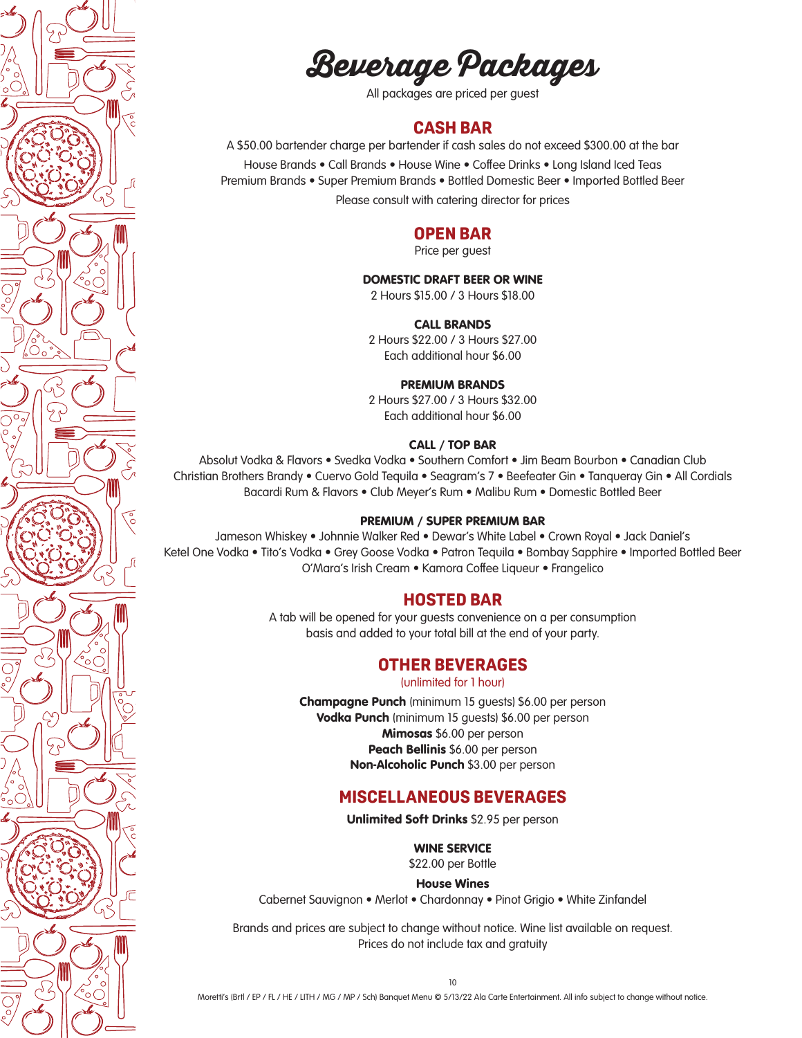# Beverage Packages

All packages are priced per guest

## CASH BAR

A $50.00 bartender charge per bartender if cash sales do not exceed $300.00 at the bar

House Brands • Call Brands • House Wine • Coffee Drinks • Long Island Iced Teas
Premium Brands • Super Premium Brands • Bottled Domestic Beer • Imported Bottled Beer

Please consult with catering director for prices

## OPEN BAR

Price per guest

### DOMESTIC DRAFT BEER OR WINE

2 Hours $15.00 / 3 Hours $18.00

### CALL BRANDS

2 Hours $22.00 / 3 Hours $27.00
Each additional hour $6.00

### PREMIUM BRANDS

2 Hours $27.00 / 3 Hours $32.00
Each additional hour $6.00

### CALL / TOP BAR

Absolut Vodka & Flavors • Svedka Vodka • Southern Comfort • Jim Beam Bourbon • Canadian Club
Christian Brothers Brandy • Cuervo Gold Tequila • Seagram's 7 • Beefeater Gin • Tanqueray Gin • All Cordials
Bacardi Rum & Flavors • Club Meyer's Rum • Malibu Rum • Domestic Bottled Beer

### PREMIUM / SUPER PREMIUM BAR

Jameson Whiskey • Johnnie Walker Red • Dewar's White Label • Crown Royal • Jack Daniel's
Ketel One Vodka • Tito's Vodka • Grey Goose Vodka • Patron Tequila • Bombay Sapphire • Imported Bottled Beer
O'Mara's Irish Cream • Kamora Coffee Liqueur • Frangelico

## HOSTED BAR

A tab will be opened for your guests convenience on a per consumption basis and added to your total bill at the end of your party.

## OTHER BEVERAGES

(unlimited for 1 hour)

**Champagne Punch** (minimum 15 guests) $6.00 per person
**Vodka Punch** (minimum 15 guests) $6.00 per person
**Mimosas** $6.00 per person
**Peach Bellinis** $6.00 per person
**Non-Alcoholic Punch** $3.00 per person

## MISCELLANEOUS BEVERAGES

**Unlimited Soft Drinks** $2.95 per person

### WINE SERVICE

$22.00 per Bottle

**House Wines**

Cabernet Sauvignon • Merlot • Chardonnay • Pinot Grigio • White Zinfandel

Brands and prices are subject to change without notice. Wine list available on request.
Prices do not include tax and gratuity

Moretti's (Brtl / EP / FL / HE / LITH / MG / MP / Sch) Banquet Menu © 5/13/22 Ala Carte Entertainment. All info subject to change without notice.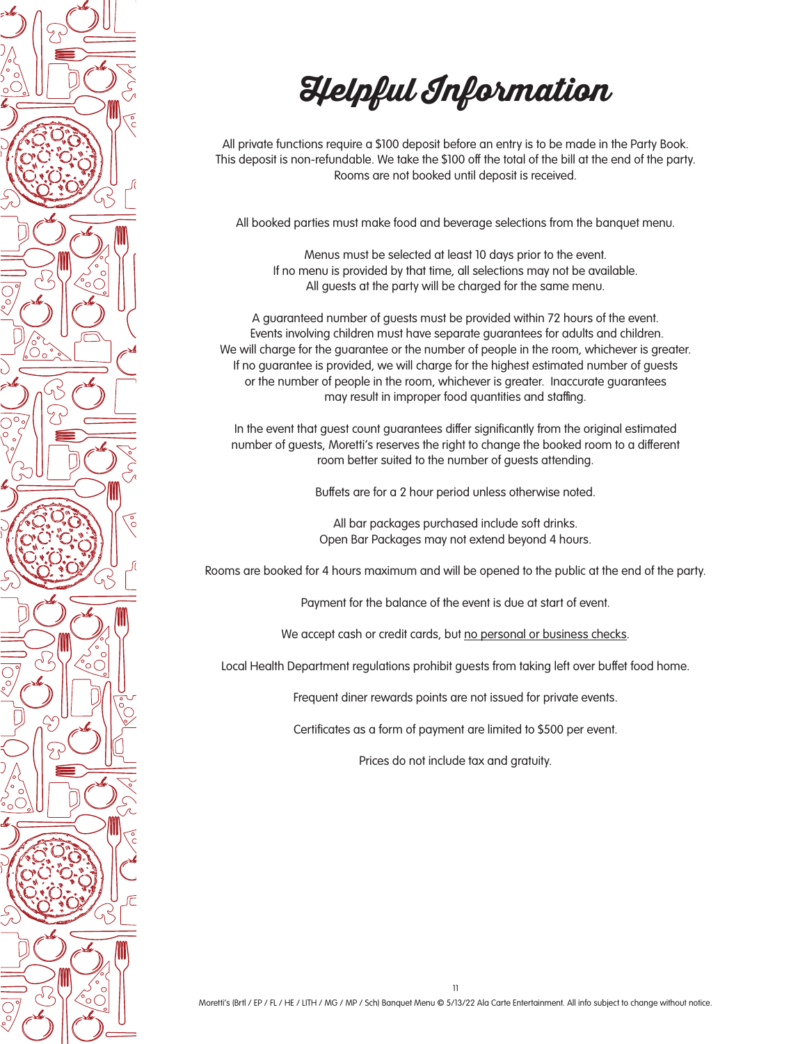# Helpful Information

All private functions require a $100 deposit before an entry is to be made in the Party Book. This deposit is non-refundable. We take the $100 off the total of the bill at the end of the party. Rooms are not booked until deposit is received.

All booked parties must make food and beverage selections from the banquet menu.

Menus must be selected at least 10 days prior to the event. If no menu is provided by that time, all selections may not be available. All guests at the party will be charged for the same menu.

A guaranteed number of guests must be provided within 72 hours of the event. Events involving children must have separate guarantees for adults and children. We will charge for the guarantee or the number of people in the room, whichever is greater. If no guarantee is provided, we will charge for the highest estimated number of guests or the number of people in the room, whichever is greater. Inaccurate guarantees may result in improper food quantities and staffing.

In the event that guest count guarantees differ significantly from the original estimated number of guests, Moretti's reserves the right to change the booked room to a different room better suited to the number of guests attending.

Buffets are for a 2 hour period unless otherwise noted.

All bar packages purchased include soft drinks. Open Bar Packages may not extend beyond 4 hours.

Rooms are booked for 4 hours maximum and will be opened to the public at the end of the party.

Payment for the balance of the event is due at start of event.

We accept cash or credit cards, but <u>no personal or business checks</u>.

Local Health Department regulations prohibit guests from taking left over buffet food home.

Frequent diner rewards points are not issued for private events.

Certificates as a form of payment are limited to $500 per event.

Prices do not include tax and gratuity.